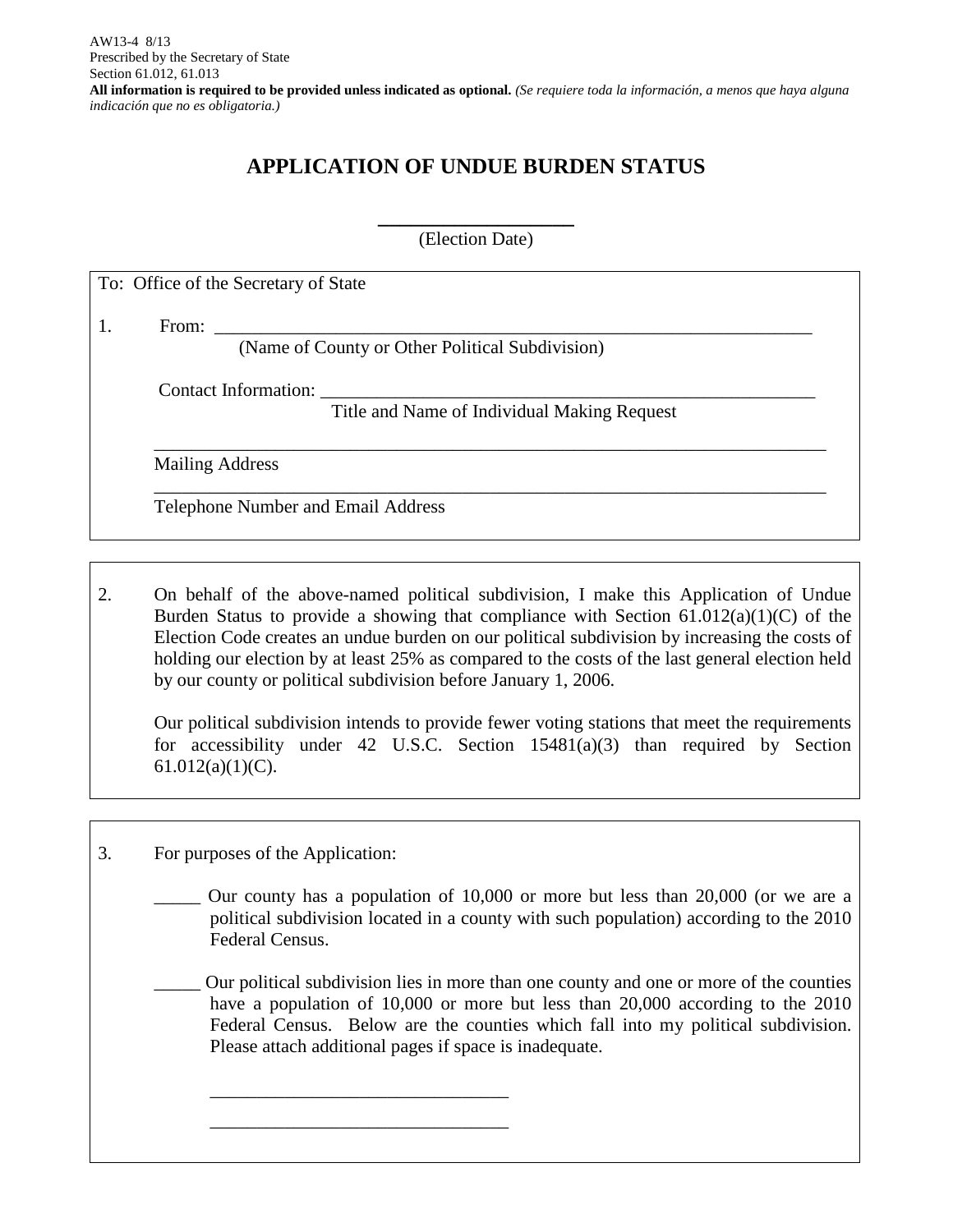AW13-4 8/13
Prescribed by the Secretary of State
Section 61.012, 61.013
**All information is required to be provided unless indicated as optional.** *(Se requiere toda la información, a menos que haya alguna indicación que no es obligatoria.)*

# APPLICATION OF UNDUE BURDEN STATUS

___________________
(Election Date)

To: Office of the Secretary of State

1. From: ___________________________________________________________________
(Name of County or Other Political Subdivision)

Contact Information: _______________________________________________________
Title and Name of Individual Making Request

___________________________________________________________________________
Mailing Address

___________________________________________________________________________
Telephone Number and Email Address

2. On behalf of the above-named political subdivision, I make this Application of Undue Burden Status to provide a showing that compliance with Section 61.012(a)(1)(C) of the Election Code creates an undue burden on our political subdivision by increasing the costs of holding our election by at least 25% as compared to the costs of the last general election held by our county or political subdivision before January 1, 2006.

   Our political subdivision intends to provide fewer voting stations that meet the requirements for accessibility under 42 U.S.C. Section 15481(a)(3) than required by Section 61.012(a)(1)(C).

3. For purposes of the Application:

   _____ Our county has a population of 10,000 or more but less than 20,000 (or we are a political subdivision located in a county with such population) according to the 2010 Federal Census.

   _____ Our political subdivision lies in more than one county and one or more of the counties have a population of 10,000 or more but less than 20,000 according to the 2010 Federal Census. Below are the counties which fall into my political subdivision. Please attach additional pages if space is inadequate.

   _________________________________

   _________________________________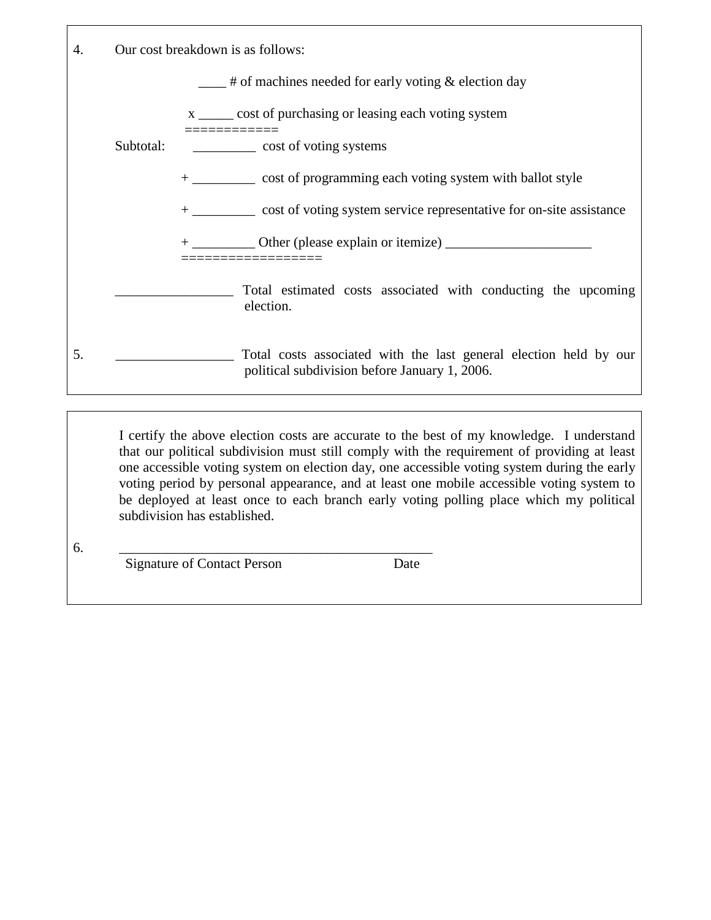4. Our cost breakdown is as follows:

____ # of machines needed for early voting & election day

x _____ cost of purchasing or leasing each voting system

============

Subtotal: _________ cost of voting systems

+ _________ cost of programming each voting system with ballot style

+ _________ cost of voting system service representative for on-site assistance

+ _________ Other (please explain or itemize) _____________________

=================

_________________ Total estimated costs associated with conducting the upcoming election.

5. _________________ Total costs associated with the last general election held by our political subdivision before January 1, 2006.

---

I certify the above election costs are accurate to the best of my knowledge. I understand that our political subdivision must still comply with the requirement of providing at least one accessible voting system on election day, one accessible voting system during the early voting period by personal appearance, and at least one mobile accessible voting system to be deployed at least once to each branch early voting polling place which my political subdivision has established.

6. _______________________________________________

Signature of Contact Person Date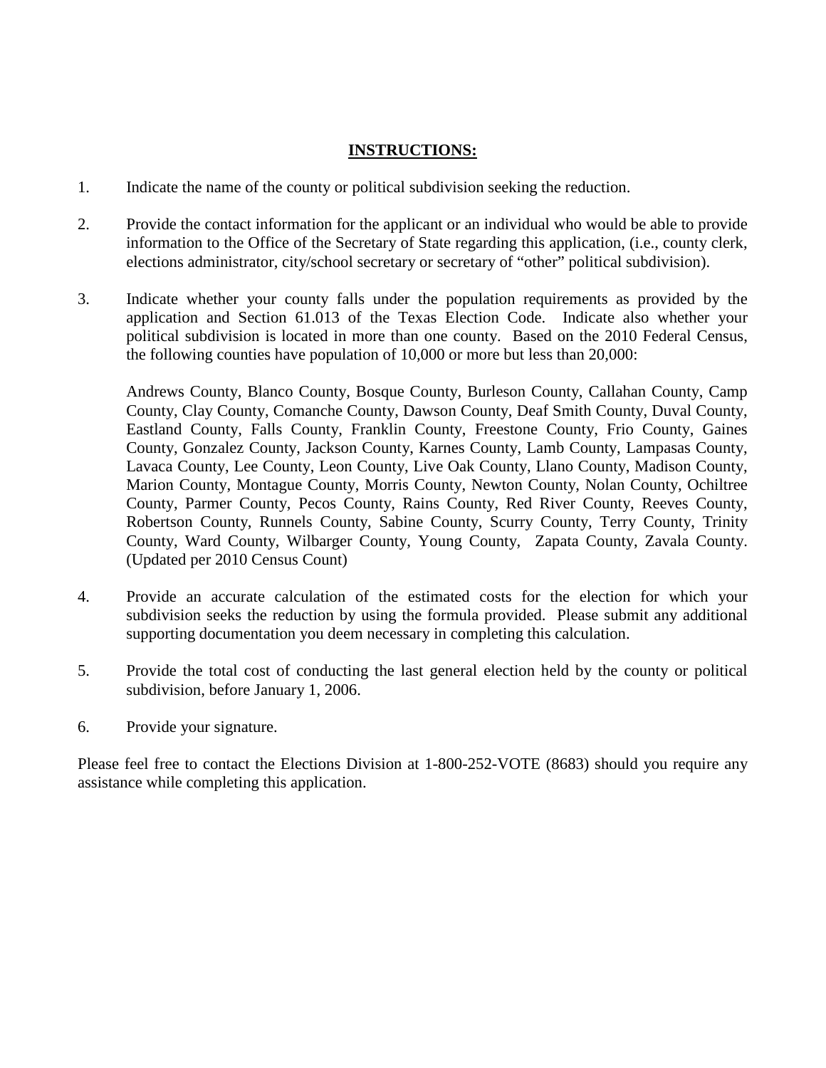## **INSTRUCTIONS:**

1. Indicate the name of the county or political subdivision seeking the reduction.

2. Provide the contact information for the applicant or an individual who would be able to provide information to the Office of the Secretary of State regarding this application, (i.e., county clerk, elections administrator, city/school secretary or secretary of "other" political subdivision).

3. Indicate whether your county falls under the population requirements as provided by the application and Section 61.013 of the Texas Election Code. Indicate also whether your political subdivision is located in more than one county. Based on the 2010 Federal Census, the following counties have population of 10,000 or more but less than 20,000:

   Andrews County, Blanco County, Bosque County, Burleson County, Callahan County, Camp County, Clay County, Comanche County, Dawson County, Deaf Smith County, Duval County, Eastland County, Falls County, Franklin County, Freestone County, Frio County, Gaines County, Gonzalez County, Jackson County, Karnes County, Lamb County, Lampasas County, Lavaca County, Lee County, Leon County, Live Oak County, Llano County, Madison County, Marion County, Montague County, Morris County, Newton County, Nolan County, Ochiltree County, Parmer County, Pecos County, Rains County, Red River County, Reeves County, Robertson County, Runnels County, Sabine County, Scurry County, Terry County, Trinity County, Ward County, Wilbarger County, Young County, Zapata County, Zavala County. (Updated per 2010 Census Count)

4. Provide an accurate calculation of the estimated costs for the election for which your subdivision seeks the reduction by using the formula provided. Please submit any additional supporting documentation you deem necessary in completing this calculation.

5. Provide the total cost of conducting the last general election held by the county or political subdivision, before January 1, 2006.

6. Provide your signature.

Please feel free to contact the Elections Division at 1-800-252-VOTE (8683) should you require any assistance while completing this application.